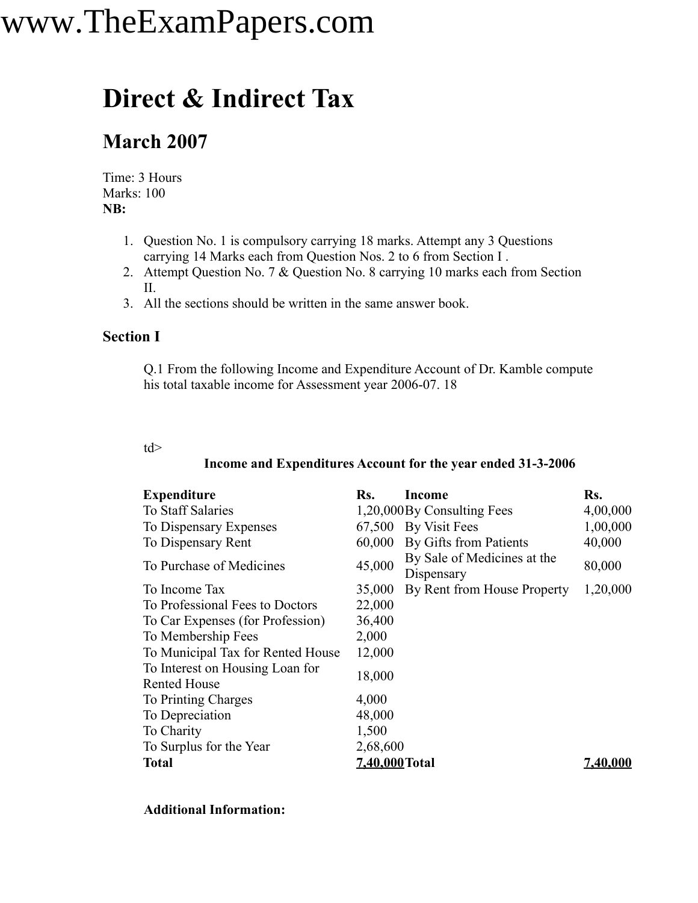# Direct & Indirect Tax

## March 2007

Time: 3 Hours
Marks: 100
**NB:**

1. Question No. 1 is compulsory carrying 18 marks. Attempt any 3 Questions carrying 14 Marks each from Question Nos. 2 to 6 from Section I .
2. Attempt Question No. 7 & Question No. 8 carrying 10 marks each from Section II.
3. All the sections should be written in the same answer book.

### Section I

Q.1 From the following Income and Expenditure Account of Dr. Kamble compute his total taxable income for Assessment year 2006-07. 18

td>

**Income and Expenditures Account for the year ended 31-3-2006**

| **Expenditure** | **Rs.** | **Income** | **Rs.** |
|---|---|---|---|
| To Staff Salaries | 1,20,000 | By Consulting Fees | 4,00,000 |
| To Dispensary Expenses | 67,500 | By Visit Fees | 1,00,000 |
| To Dispensary Rent | 60,000 | By Gifts from Patients | 40,000 |
| To Purchase of Medicines | 45,000 | By Sale of Medicines at the Dispensary | 80,000 |
| To Income Tax | 35,000 | By Rent from House Property | 1,20,000 |
| To Professional Fees to Doctors | 22,000 | | |
| To Car Expenses (for Profession) | 36,400 | | |
| To Membership Fees | 2,000 | | |
| To Municipal Tax for Rented House | 12,000 | | |
| To Interest on Housing Loan for Rented House | 18,000 | | |
| To Printing Charges | 4,000 | | |
| To Depreciation | 48,000 | | |
| To Charity | 1,500 | | |
| To Surplus for the Year | 2,68,600 | | |
| **Total** | **7,40,000** | **Total** | **7,40,000** |

**Additional Information:**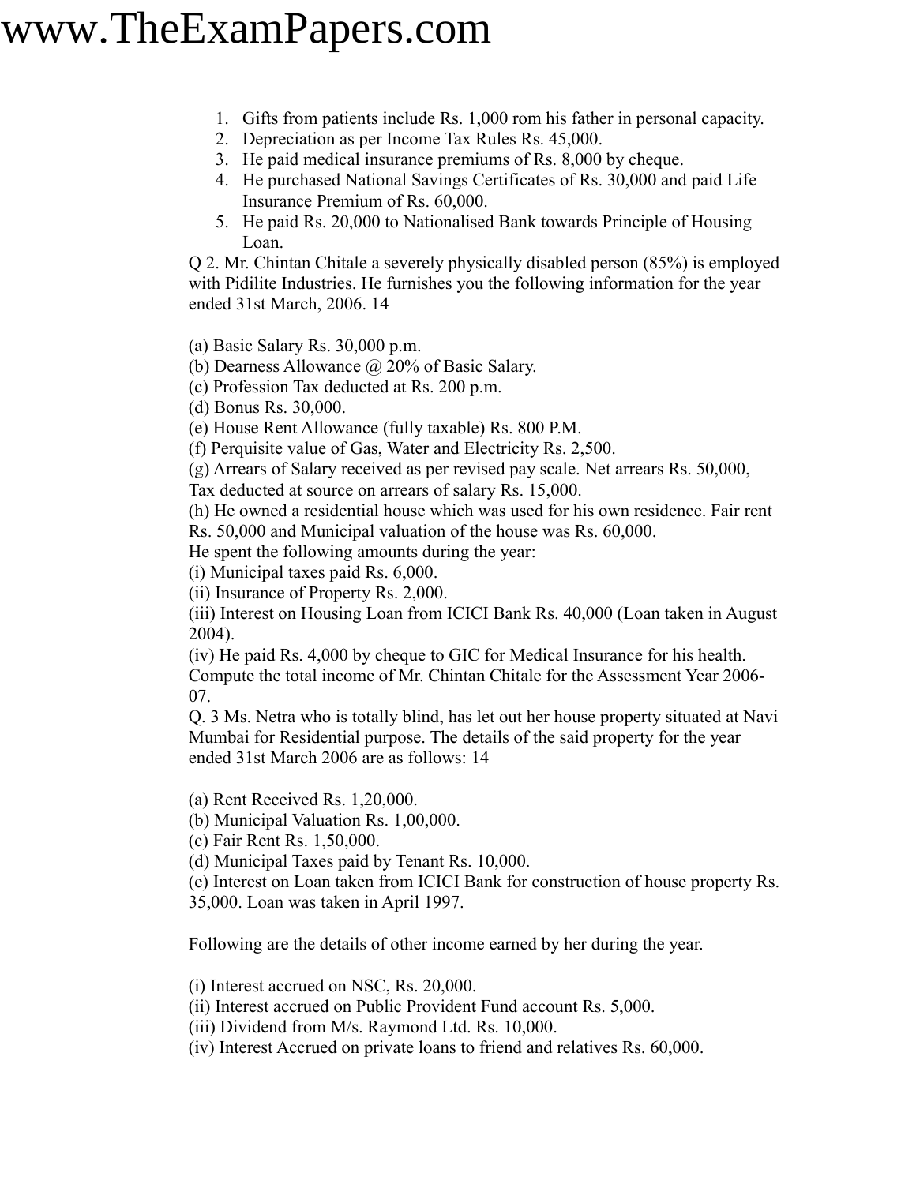1. Gifts from patients include Rs. 1,000 rom his father in personal capacity.
2. Depreciation as per Income Tax Rules Rs. 45,000.
3. He paid medical insurance premiums of Rs. 8,000 by cheque.
4. He purchased National Savings Certificates of Rs. 30,000 and paid Life Insurance Premium of Rs. 60,000.
5. He paid Rs. 20,000 to Nationalised Bank towards Principle of Housing Loan.

Q 2. Mr. Chintan Chitale a severely physically disabled person (85%) is employed with Pidilite Industries. He furnishes you the following information for the year ended 31st March, 2006. 14

(a) Basic Salary Rs. 30,000 p.m.
(b) Dearness Allowance @ 20% of Basic Salary.
(c) Profession Tax deducted at Rs. 200 p.m.
(d) Bonus Rs. 30,000.
(e) House Rent Allowance (fully taxable) Rs. 800 P.M.
(f) Perquisite value of Gas, Water and Electricity Rs. 2,500.
(g) Arrears of Salary received as per revised pay scale. Net arrears Rs. 50,000, Tax deducted at source on arrears of salary Rs. 15,000.
(h) He owned a residential house which was used for his own residence. Fair rent Rs. 50,000 and Municipal valuation of the house was Rs. 60,000.
He spent the following amounts during the year:
(i) Municipal taxes paid Rs. 6,000.
(ii) Insurance of Property Rs. 2,000.
(iii) Interest on Housing Loan from ICICI Bank Rs. 40,000 (Loan taken in August 2004).
(iv) He paid Rs. 4,000 by cheque to GIC for Medical Insurance for his health.
Compute the total income of Mr. Chintan Chitale for the Assessment Year 2006-07.

Q. 3 Ms. Netra who is totally blind, has let out her house property situated at Navi Mumbai for Residential purpose. The details of the said property for the year ended 31st March 2006 are as follows: 14

(a) Rent Received Rs. 1,20,000.
(b) Municipal Valuation Rs. 1,00,000.
(c) Fair Rent Rs. 1,50,000.
(d) Municipal Taxes paid by Tenant Rs. 10,000.
(e) Interest on Loan taken from ICICI Bank for construction of house property Rs. 35,000. Loan was taken in April 1997.

Following are the details of other income earned by her during the year.

(i) Interest accrued on NSC, Rs. 20,000.
(ii) Interest accrued on Public Provident Fund account Rs. 5,000.
(iii) Dividend from M/s. Raymond Ltd. Rs. 10,000.
(iv) Interest Accrued on private loans to friend and relatives Rs. 60,000.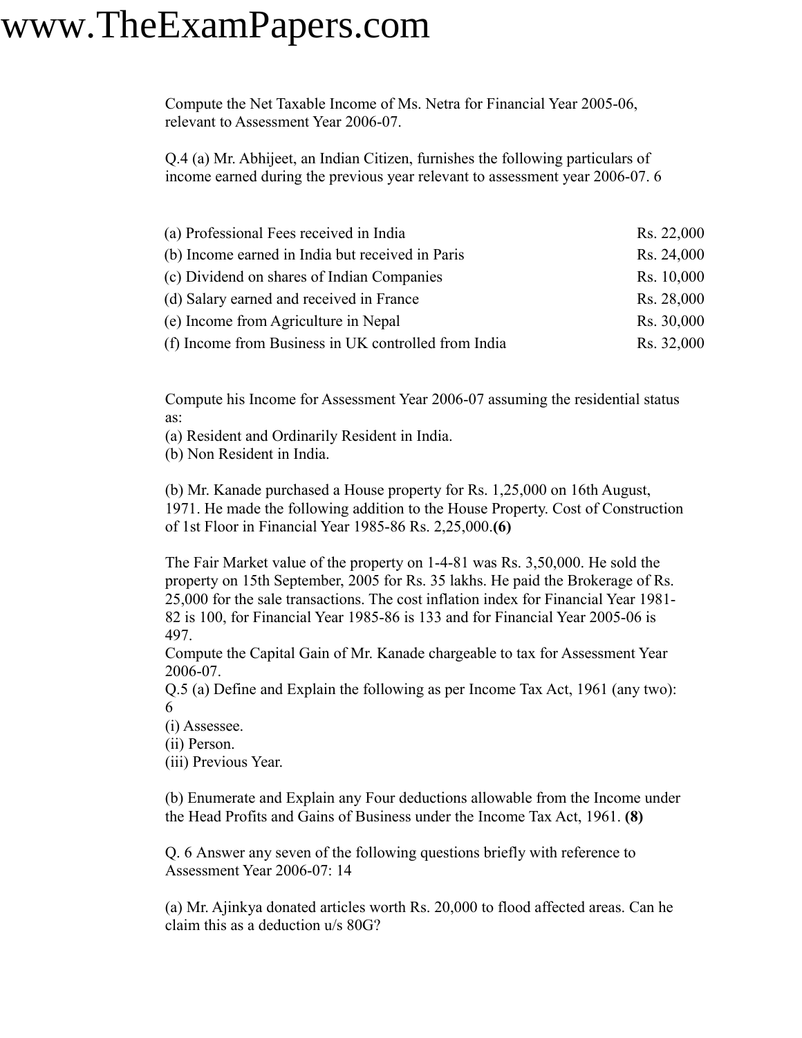Compute the Net Taxable Income of Ms. Netra for Financial Year 2005-06, relevant to Assessment Year 2006-07.

Q.4 (a) Mr. Abhijeet, an Indian Citizen, furnishes the following particulars of income earned during the previous year relevant to assessment year 2006-07. 6

| | |
|---|---|
| (a) Professional Fees received in India | Rs. 22,000 |
| (b) Income earned in India but received in Paris | Rs. 24,000 |
| (c) Dividend on shares of Indian Companies | Rs. 10,000 |
| (d) Salary earned and received in France | Rs. 28,000 |
| (e) Income from Agriculture in Nepal | Rs. 30,000 |
| (f) Income from Business in UK controlled from India | Rs. 32,000 |

Compute his Income for Assessment Year 2006-07 assuming the residential status as:
(a) Resident and Ordinarily Resident in India.
(b) Non Resident in India.

(b) Mr. Kanade purchased a House property for Rs. 1,25,000 on 16th August, 1971. He made the following addition to the House Property. Cost of Construction of 1st Floor in Financial Year 1985-86 Rs. 2,25,000.**(6)**

The Fair Market value of the property on 1-4-81 was Rs. 3,50,000. He sold the property on 15th September, 2005 for Rs. 35 lakhs. He paid the Brokerage of Rs. 25,000 for the sale transactions. The cost inflation index for Financial Year 1981-82 is 100, for Financial Year 1985-86 is 133 and for Financial Year 2005-06 is 497.
Compute the Capital Gain of Mr. Kanade chargeable to tax for Assessment Year 2006-07.

Q.5 (a) Define and Explain the following as per Income Tax Act, 1961 (any two): 6
(i) Assessee.
(ii) Person.
(iii) Previous Year.

(b) Enumerate and Explain any Four deductions allowable from the Income under the Head Profits and Gains of Business under the Income Tax Act, 1961. **(8)**

Q. 6 Answer any seven of the following questions briefly with reference to Assessment Year 2006-07: 14

(a) Mr. Ajinkya donated articles worth Rs. 20,000 to flood affected areas. Can he claim this as a deduction u/s 80G?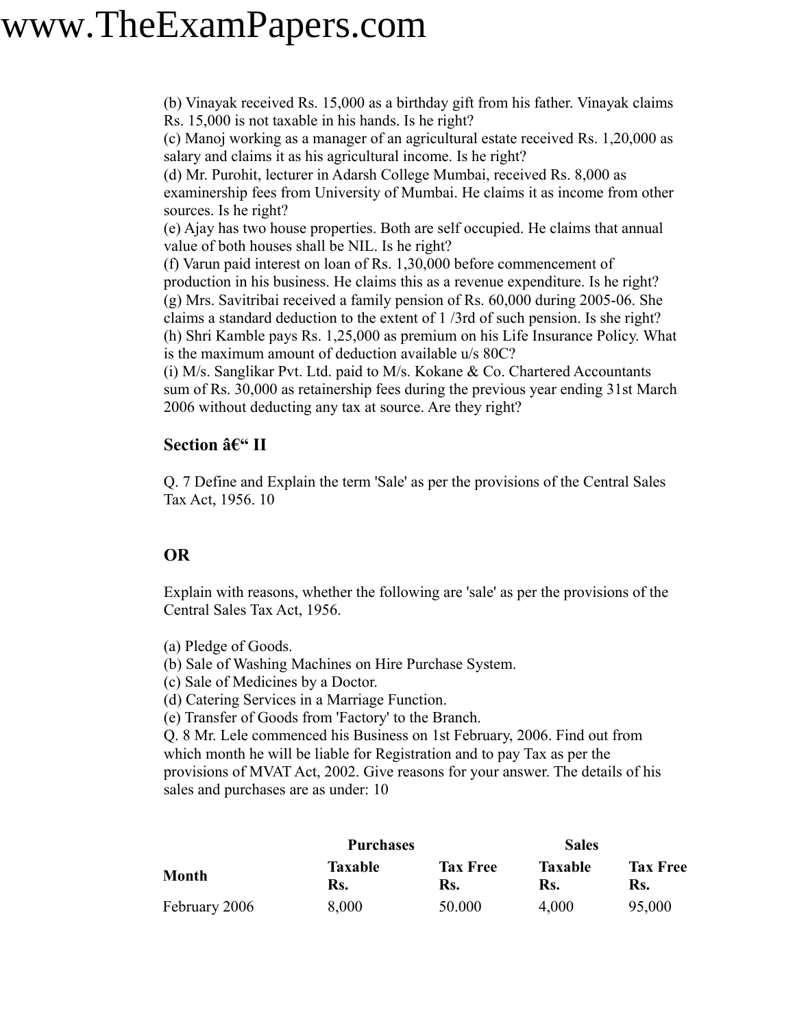(b) Vinayak received Rs. 15,000 as a birthday gift from his father. Vinayak claims Rs. 15,000 is not taxable in his hands. Is he right?
(c) Manoj working as a manager of an agricultural estate received Rs. 1,20,000 as salary and claims it as his agricultural income. Is he right?
(d) Mr. Purohit, lecturer in Adarsh College Mumbai, received Rs. 8,000 as examinership fees from University of Mumbai. He claims it as income from other sources. Is he right?
(e) Ajay has two house properties. Both are self occupied. He claims that annual value of both houses shall be NIL. Is he right?
(f) Varun paid interest on loan of Rs. 1,30,000 before commencement of production in his business. He claims this as a revenue expenditure. Is he right?
(g) Mrs. Savitribai received a family pension of Rs. 60,000 during 2005-06. She claims a standard deduction to the extent of 1 /3rd of such pension. Is she right?
(h) Shri Kamble pays Rs. 1,25,000 as premium on his Life Insurance Policy. What is the maximum amount of deduction available u/s 80C?
(i) M/s. Sanglikar Pvt. Ltd. paid to M/s. Kokane & Co. Chartered Accountants sum of Rs. 30,000 as retainership fees during the previous year ending 31st March 2006 without deducting any tax at source. Are they right?

## Section â€“ II

Q. 7 Define and Explain the term 'Sale' as per the provisions of the Central Sales Tax Act, 1956. 10

## OR

Explain with reasons, whether the following are 'sale' as per the provisions of the Central Sales Tax Act, 1956.

(a) Pledge of Goods.
(b) Sale of Washing Machines on Hire Purchase System.
(c) Sale of Medicines by a Doctor.
(d) Catering Services in a Marriage Function.
(e) Transfer of Goods from 'Factory' to the Branch.

Q. 8 Mr. Lele commenced his Business on 1st February, 2006. Find out from which month he will be liable for Registration and to pay Tax as per the provisions of MVAT Act, 2002. Give reasons for your answer. The details of his sales and purchases are as under: 10

| | **Purchases** | | **Sales** | |
|---|---|---|---|---|
| **Month** | **Taxable Rs.** | **Tax Free Rs.** | **Taxable Rs.** | **Tax Free Rs.** |
| February 2006 | 8,000 | 50.000 | 4,000 | 95,000 |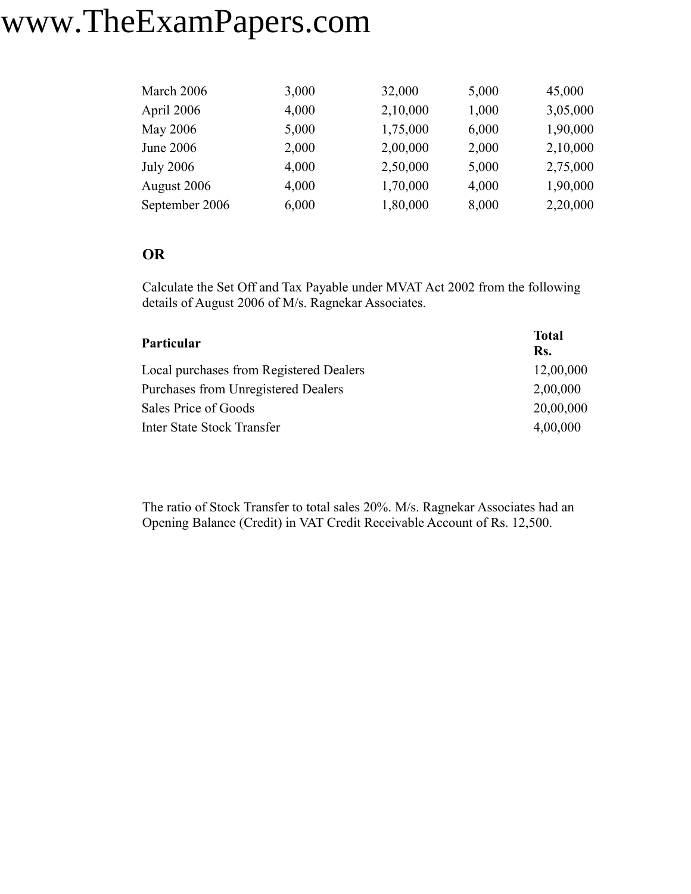| | | | | |
|---|---|---|---|---|
| March 2006 | 3,000 | 32,000 | 5,000 | 45,000 |
| April 2006 | 4,000 | 2,10,000 | 1,000 | 3,05,000 |
| May 2006 | 5,000 | 1,75,000 | 6,000 | 1,90,000 |
| June 2006 | 2,000 | 2,00,000 | 2,000 | 2,10,000 |
| July 2006 | 4,000 | 2,50,000 | 5,000 | 2,75,000 |
| August 2006 | 4,000 | 1,70,000 | 4,000 | 1,90,000 |
| September 2006 | 6,000 | 1,80,000 | 8,000 | 2,20,000 |

**OR**

Calculate the Set Off and Tax Payable under MVAT Act 2002 from the following details of August 2006 of M/s. Ragnekar Associates.

| Particular | Total Rs. |
|---|---|
| Local purchases from Registered Dealers | 12,00,000 |
| Purchases from Unregistered Dealers | 2,00,000 |
| Sales Price of Goods | 20,00,000 |
| Inter State Stock Transfer | 4,00,000 |

The ratio of Stock Transfer to total sales 20%. M/s. Ragnekar Associates had an Opening Balance (Credit) in VAT Credit Receivable Account of Rs. 12,500.